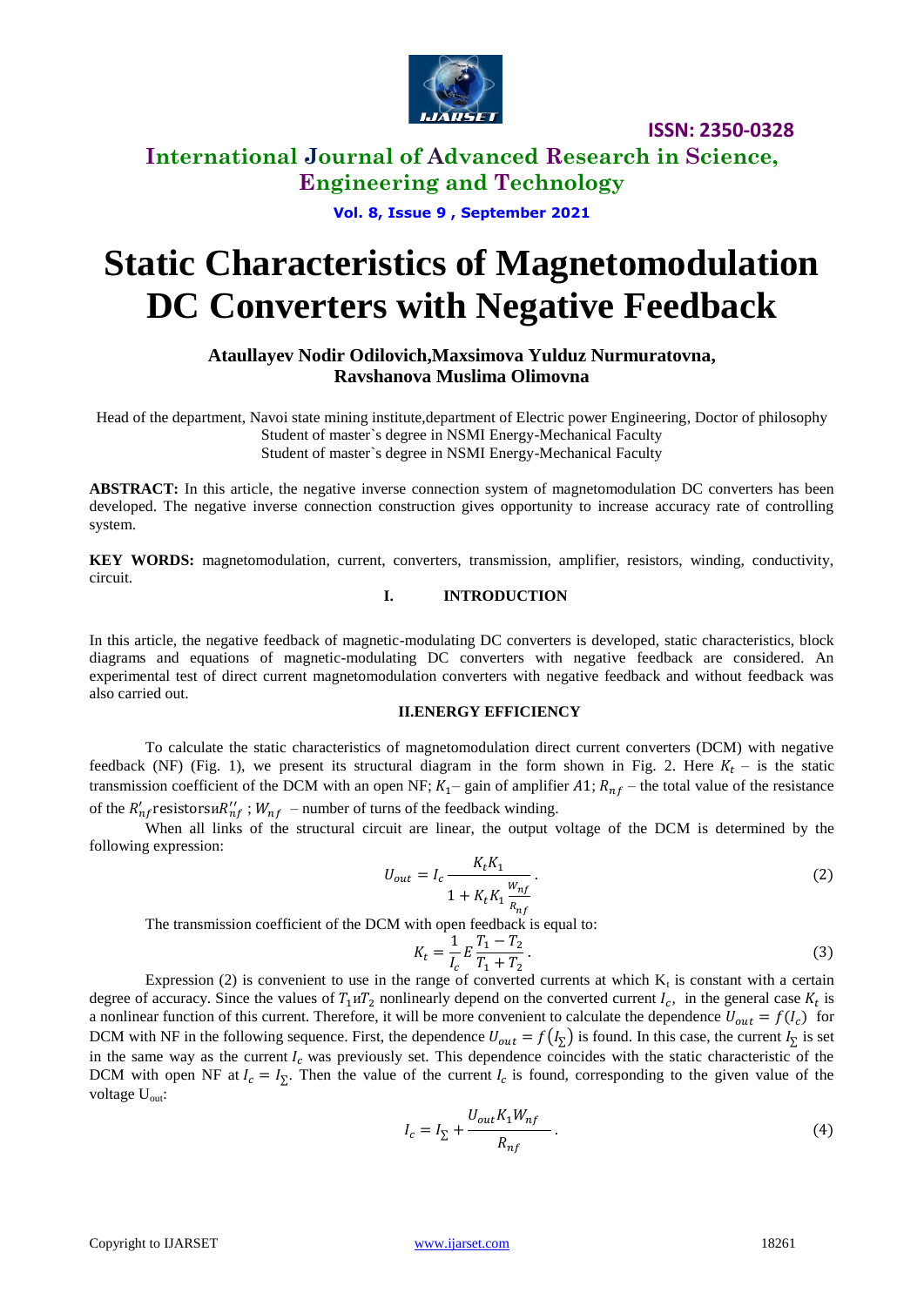# Static Characteristics of Magnetomodulation DC Converters with Negative Feedback

**Ataullayev Nodir Odilovich,Maxsimova Yulduz Nurmuratovna, Ravshanova Muslima Olimovna**

Head of the department, Navoi state mining institute,department of Electric power Engineering, Doctor of philosophy
Student of master`s degree in NSMI Energy-Mechanical Faculty
Student of master`s degree in NSMI Energy-Mechanical Faculty

**ABSTRACT:** In this article, the negative inverse connection system of magnetomodulation DC converters has been developed. The negative inverse connection construction gives opportunity to increase accuracy rate of controlling system.

**KEY WORDS:** magnetomodulation, current, converters, transmission, amplifier, resistors, winding, conductivity, circuit.

## I. INTRODUCTION

In this article, the negative feedback of magnetic-modulating DC converters is developed, static characteristics, block diagrams and equations of magnetic-modulating DC converters with negative feedback are considered. An experimental test of direct current magnetomodulation converters with negative feedback and without feedback was also carried out.

## II.ENERGY EFFICIENCY

To calculate the static characteristics of magnetomodulation direct current converters (DCM) with negative feedback (NF) (Fig. 1), we present its structural diagram in the form shown in Fig. 2. Here $K_t$ – is the static transmission coefficient of the DCM with an open NF; $K_1$– gain of amplifier $A1$; $R_{nf}$ – the total value of the resistance of the $R'_{nf}$resistorsи$R''_{nf}$ ; $W_{nf}$ – number of turns of the feedback winding.

When all links of the structural circuit are linear, the output voltage of the DCM is determined by the following expression:

$$U_{out} = I_c \frac{K_t K_1}{1 + K_t K_1 \frac{W_{nf}}{R_{nf}}}. \tag{2}$$

The transmission coefficient of the DCM with open feedback is equal to:

$$K_t = \frac{1}{I_c} E \frac{T_1 - T_2}{T_1 + T_2}. \tag{3}$$

Expression (2) is convenient to use in the range of converted currents at which $K_t$ is constant with a certain degree of accuracy. Since the values of $T_1$и$T_2$ nonlinearly depend on the converted current $I_c$, in the general case $K_t$ is a nonlinear function of this current. Therefore, it will be more convenient to calculate the dependence $U_{out} = f(I_c)$ for DCM with NF in the following sequence. First, the dependence $U_{out} = f(I_\Sigma)$ is found. In this case, the current $I_\Sigma$ is set in the same way as the current $I_c$ was previously set. This dependence coincides with the static characteristic of the DCM with open NF at $I_c = I_\Sigma$. Then the value of the current $I_c$ is found, corresponding to the given value of the voltage $U_{out}$:

$$I_c = I_\Sigma + \frac{U_{out} K_1 W_{nf}}{R_{nf}}. \tag{4}$$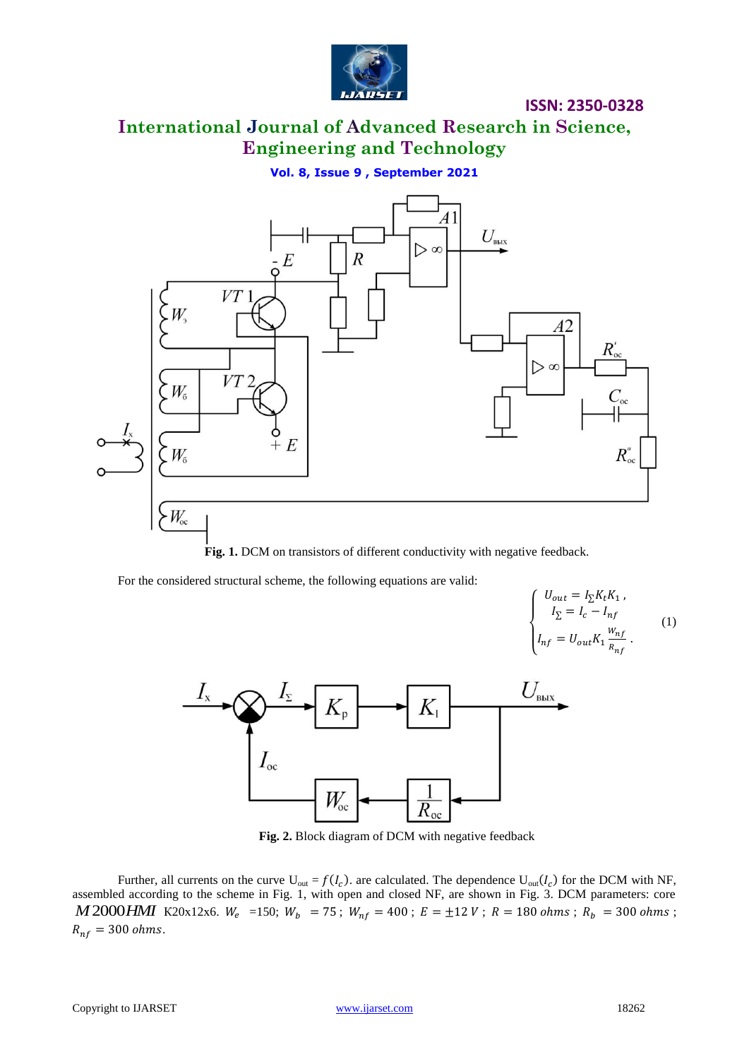**Fig. 1.** DCM on transistors of different conductivity with negative feedback.

For the considered structural scheme, the following equations are valid:

$$\begin{cases} U_{out} = I_{\Sigma} K_t K_1 \,, \\ I_{\Sigma} = I_c - I_{nf} \\ I_{nf} = U_{out} K_1 \frac{W_{nf}}{R_{nf}} \,. \end{cases} \qquad (1)$$

**Fig. 2.** Block diagram of DCM with negative feedback

Further, all currents on the curve $U_{out} = f(I_c)$. are calculated. The dependence $U_{out}(I_c)$ for the DCM with NF, assembled according to the scheme in Fig. 1, with open and closed NF, are shown in Fig. 3. DCM parameters: core $M\,2000HMI$ K20x12x6. $W_e$ =150; $W_b$ = 75 ; $W_{nf} = 400$ ; $E = \pm 12\ V$ ; $R = 180\ ohms$ ; $R_b = 300\ ohms$ ; $R_{nf} = 300\ ohms$.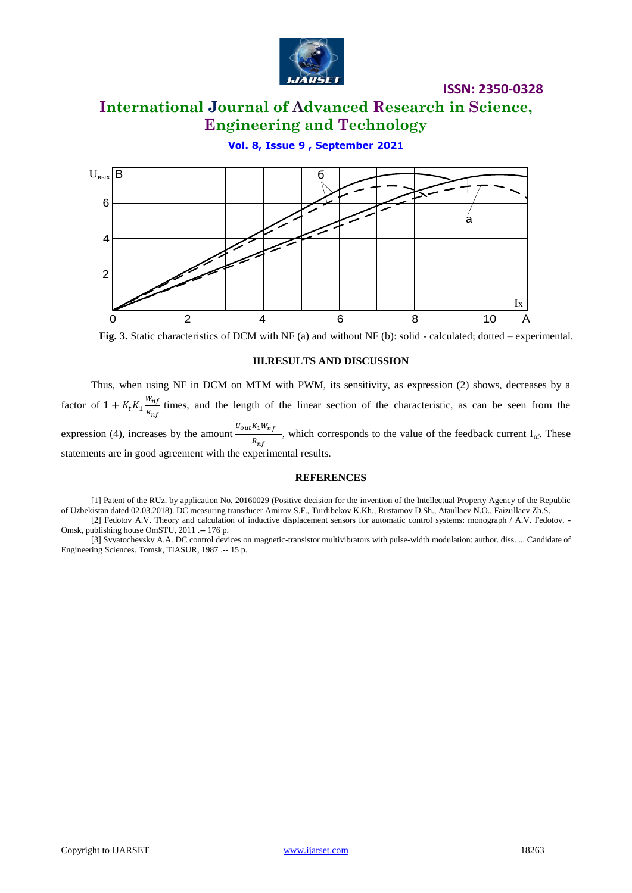U_вых B

6

4

2

0 2 4 6 8 10 A

Ix

б

а

**Fig. 3.** Static characteristics of DCM with NF (a) and without NF (b): solid - calculated; dotted – experimental.

## III.RESULTS AND DISCUSSION

Thus, when using NF in DCM on MTM with PWM, its sensitivity, as expression (2) shows, decreases by a factor of $1 + K_t K_1 \frac{W_{nf}}{R_{nf}}$ times, and the length of the linear section of the characteristic, as can be seen from the expression (4), increases by the amount $\frac{U_{out} K_1 W_{nf}}{R_{nf}}$, which corresponds to the value of the feedback current $I_{nf}$. These statements are in good agreement with the experimental results.

## REFERENCES

[1] Patent of the RUz. by application No. 20160029 (Positive decision for the invention of the Intellectual Property Agency of the Republic of Uzbekistan dated 02.03.2018). DC measuring transducer Amirov S.F., Turdibekov K.Kh., Rustamov D.Sh., Ataullaev N.O., Faizullaev Zh.S.

[2] Fedotov A.V. Theory and calculation of inductive displacement sensors for automatic control systems: monograph / A.V. Fedotov. - Omsk, publishing house OmSTU, 2011 .-- 176 p.

[3] Svyatochevsky A.A. DC control devices on magnetic-transistor multivibrators with pulse-width modulation: author. diss. ... Candidate of Engineering Sciences. Tomsk, TIASUR, 1987 .-- 15 p.